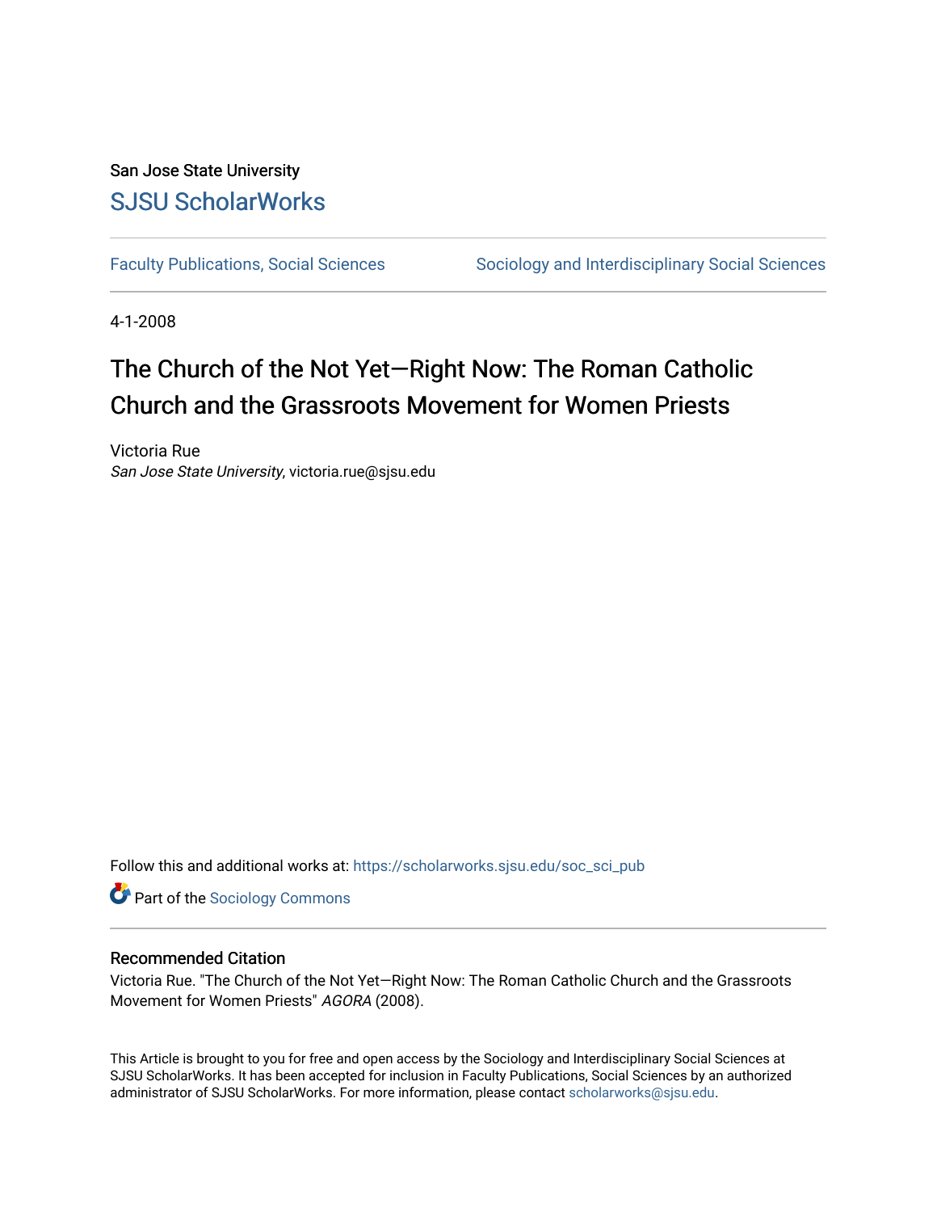San Jose State University

# SJSU ScholarWorks

Faculty Publications, Social Sciences | Sociology and Interdisciplinary Social Sciences

4-1-2008

# The Church of the Not Yet—Right Now: The Roman Catholic Church and the Grassroots Movement for Women Priests

Victoria Rue
*San Jose State University*, victoria.rue@sjsu.edu

Follow this and additional works at: https://scholarworks.sjsu.edu/soc_sci_pub

Part of the Sociology Commons

## Recommended Citation

Victoria Rue. "The Church of the Not Yet—Right Now: The Roman Catholic Church and the Grassroots Movement for Women Priests" *AGORA* (2008).

This Article is brought to you for free and open access by the Sociology and Interdisciplinary Social Sciences at SJSU ScholarWorks. It has been accepted for inclusion in Faculty Publications, Social Sciences by an authorized administrator of SJSU ScholarWorks. For more information, please contact scholarworks@sjsu.edu.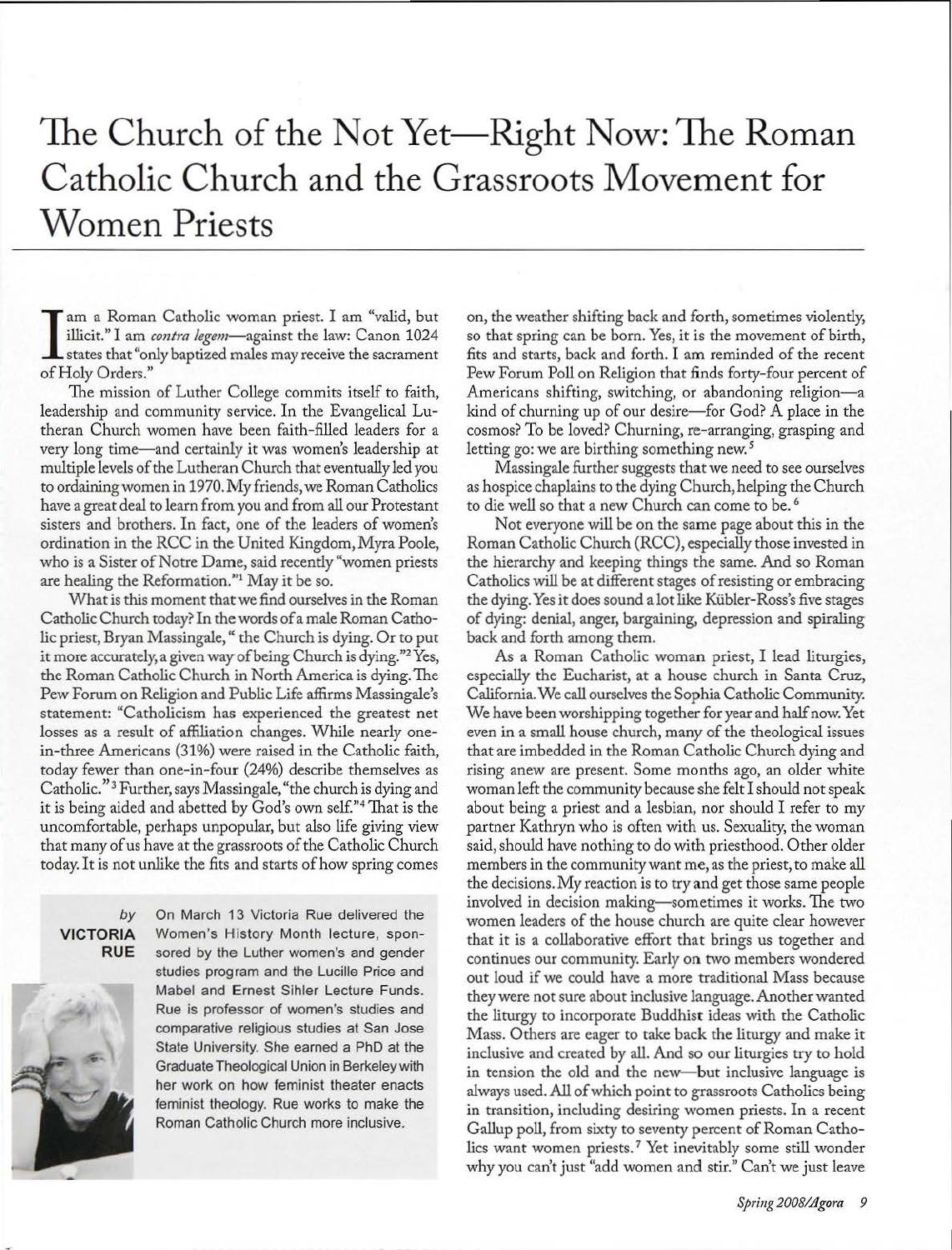# The Church of the Not Yet—Right Now: The Roman Catholic Church and the Grassroots Movement for Women Priests

I am a Roman Catholic woman priest. I am "valid, but illicit." I am *contra legem*—against the law: Canon 1024 states that "only baptized males may receive the sacrament of Holy Orders."

The mission of Luther College commits itself to faith, leadership and community service. In the Evangelical Lutheran Church women have been faith-filled leaders for a very long time—and certainly it was women's leadership at multiple levels of the Lutheran Church that eventually led you to ordaining women in 1970. My friends, we Roman Catholics have a great deal to learn from you and from all our Protestant sisters and brothers. In fact, one of the leaders of women's ordination in the RCC in the United Kingdom, Myra Poole, who is a Sister of Notre Dame, said recently "women priests are healing the Reformation."[1] May it be so.

What is this moment that we find ourselves in the Roman Catholic Church today? In the words of a male Roman Catholic priest, Bryan Massingale, " the Church is dying. Or to put it more accurately, a given way of being Church is dying."[2] Yes, the Roman Catholic Church in North America is dying. The Pew Forum on Religion and Public Life affirms Massingale's statement: "Catholicism has experienced the greatest net losses as a result of affiliation changes. While nearly one-in-three Americans (31%) were raised in the Catholic faith, today fewer than one-in-four (24%) describe themselves as Catholic."[3] Further, says Massingale, "the church is dying and it is being aided and abetted by God's own self."[4] That is the uncomfortable, perhaps unpopular, but also life giving view that many of us have at the grassroots of the Catholic Church today. It is not unlike the fits and starts of how spring comes on, the weather shifting back and forth, sometimes violently, so that spring can be born. Yes, it is the movement of birth, fits and starts, back and forth. I am reminded of the recent Pew Forum Poll on Religion that finds forty-four percent of Americans shifting, switching, or abandoning religion—a kind of churning up of our desire—for God? A place in the cosmos? To be loved? Churning, re-arranging, grasping and letting go: we are birthing something new.[5]

Massingale further suggests that we need to see ourselves as hospice chaplains to the dying Church, helping the Church to die well so that a new Church can come to be.[6]

Not everyone will be on the same page about this in the Roman Catholic Church (RCC), especially those invested in the hierarchy and keeping things the same. And so Roman Catholics will be at different stages of resisting or embracing the dying. Yes it does sound a lot like Kübler-Ross's five stages of dying: denial, anger, bargaining, depression and spiraling back and forth among them.

As a Roman Catholic woman priest, I lead liturgies, especially the Eucharist, at a house church in Santa Cruz, California. We call ourselves the Sophia Catholic Community. We have been worshipping together for year and half now. Yet even in a small house church, many of the theological issues that are imbedded in the Roman Catholic Church dying and rising anew are present. Some months ago, an older white woman left the community because she felt I should not speak about being a priest and a lesbian, nor should I refer to my partner Kathryn who is often with us. Sexuality, the woman said, should have nothing to do with priesthood. Other older members in the community want me, as the priest, to make all the decisions. My reaction is to try and get those same people involved in decision making—sometimes it works. The two women leaders of the house church are quite clear however that it is a collaborative effort that brings us together and continues our community. Early on two members wondered out loud if we could have a more traditional Mass because they were not sure about inclusive language. Another wanted the liturgy to incorporate Buddhist ideas with the Catholic Mass. Others are eager to take back the liturgy and make it inclusive and created by all. And so our liturgies try to hold in tension the old and the new—but inclusive language is always used. All of which point to grassroots Catholics being in transition, including desiring women priests. In a recent Gallup poll, from sixty to seventy percent of Roman Catholics want women priests.[7] Yet inevitably some still wonder why you can't just "add women and stir." Can't we just leave

by **VICTORIA RUE**

On March 13 Victoria Rue delivered the Women's History Month lecture, sponsored by the Luther women's and gender studies program and the Lucille Price and Mabel and Ernest Sihler Lecture Funds. Rue is professor of women's studies and comparative religious studies at San Jose State University. She earned a PhD at the Graduate Theological Union in Berkeley with her work on how feminist theater enacts feminist theology. Rue works to make the Roman Catholic Church more inclusive.